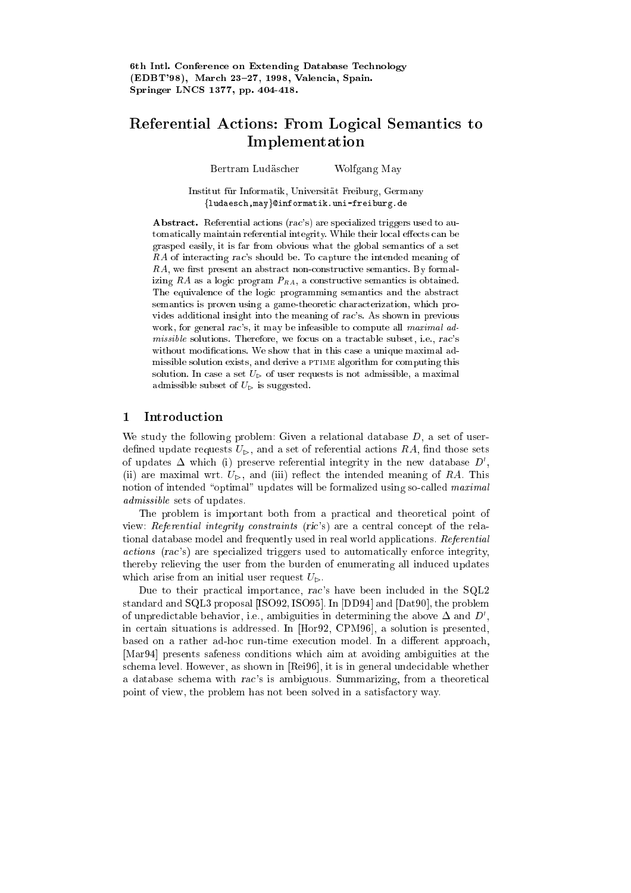6th Intl. Conference on Extending Database Technology
(EDBT'98), March 23–27, 1998, Valencia, Spain.
Springer LNCS 1377, pp. 404-418.

# Referential Actions: From Logical Semantics to Implementation

Bertram Ludäscher Wolfgang May

Institut für Informatik, Universität Freiburg, Germany
{ludaesch,may}@informatik.uni-freiburg.de

**Abstract.** Referential actions (*rac*'s) are specialized triggers used to automatically maintain referential integrity. While their local effects can be grasped easily, it is far from obvious what the global semantics of a set $RA$ of interacting *rac*'s should be. To capture the intended meaning of $RA$, we first present an abstract non-constructive semantics. By formalizing $RA$ as a logic program $P_{RA}$, a constructive semantics is obtained. The equivalence of the logic programming semantics and the abstract semantics is proven using a game-theoretic characterization, which provides additional insight into the meaning of *rac*'s. As shown in previous work, for general *rac*'s, it may be infeasible to compute all *maximal admissible* solutions. Therefore, we focus on a tractable subset, i.e., *rac*'s without modifications. We show that in this case a unique maximal admissible solution exists, and derive a PTIME algorithm for computing this solution. In case a set $U_{\triangleright}$ of user requests is not admissible, a maximal admissible subset of $U_{\triangleright}$ is suggested.

## 1 Introduction

We study the following problem: Given a relational database $D$, a set of user-defined update requests $U_{\triangleright}$, and a set of referential actions $RA$, find those sets of updates $\Delta$ which (i) preserve referential integrity in the new database $D'$, (ii) are maximal wrt. $U_{\triangleright}$, and (iii) reflect the intended meaning of $RA$. This notion of intended "optimal" updates will be formalized using so-called *maximal admissible* sets of updates.

The problem is important both from a practical and theoretical point of view: *Referential integrity constraints* (ric's) are a central concept of the relational database model and frequently used in real world applications. *Referential actions* (*rac*'s) are specialized triggers used to automatically enforce integrity, thereby relieving the user from the burden of enumerating all induced updates which arise from an initial user request $U_{\triangleright}$.

Due to their practical importance, *rac*'s have been included in the SQL2 standard and SQL3 proposal [ISO92, ISO95]. In [DD94] and [Dat90], the problem of unpredictable behavior, i.e., ambiguities in determining the above $\Delta$ and $D'$, in certain situations is addressed. In [Hor92, CPM96], a solution is presented, based on a rather ad-hoc run-time execution model. In a different approach, [Mar94] presents safeness conditions which aim at avoiding ambiguities at the schema level. However, as shown in [Rei96], it is in general undecidable whether a database schema with *rac*'s is ambiguous. Summarizing, from a theoretical point of view, the problem has not been solved in a satisfactory way.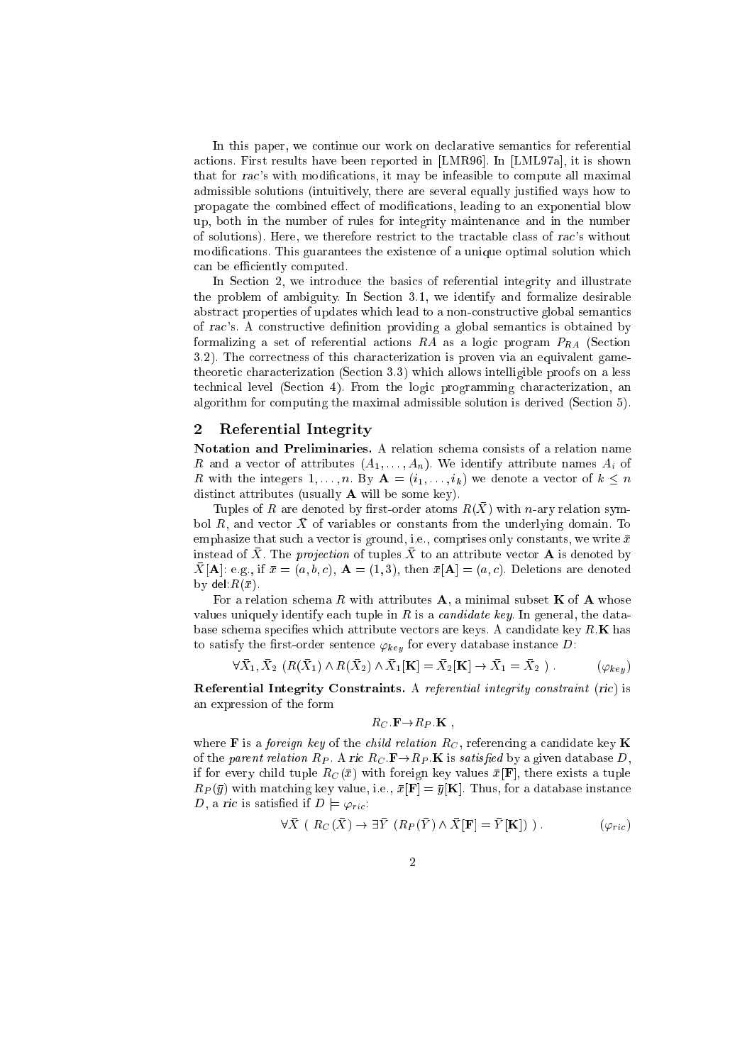In this paper, we continue our work on declarative semantics for referential actions. First results have been reported in [LMR96]. In [LML97a], it is shown that for *rac*'s with modifications, it may be infeasible to compute all maximal admissible solutions (intuitively, there are several equally justified ways how to propagate the combined effect of modifications, leading to an exponential blow up, both in the number of rules for integrity maintenance and in the number of solutions). Here, we therefore restrict to the tractable class of *rac*'s without modifications. This guarantees the existence of a unique optimal solution which can be efficiently computed.

In Section 2, we introduce the basics of referential integrity and illustrate the problem of ambiguity. In Section 3.1, we identify and formalize desirable abstract properties of updates which lead to a non-constructive global semantics of *rac*'s. A constructive definition providing a global semantics is obtained by formalizing a set of referential actions $RA$ as a logic program $P_{RA}$ (Section 3.2). The correctness of this characterization is proven via an equivalent game-theoretic characterization (Section 3.3) which allows intelligible proofs on a less technical level (Section 4). From the logic programming characterization, an algorithm for computing the maximal admissible solution is derived (Section 5).

## 2 Referential Integrity

**Notation and Preliminaries.** A relation schema consists of a relation name $R$ and a vector of attributes $(A_1, \ldots, A_n)$. We identify attribute names $A_i$ of $R$ with the integers $1, \ldots, n$. By $\mathbf{A} = (i_1, \ldots, i_k)$ we denote a vector of $k \leq n$ distinct attributes (usually $\mathbf{A}$ will be some key).

Tuples of $R$ are denoted by first-order atoms $R(\bar{X})$ with $n$-ary relation symbol $R$, and vector $\bar{X}$ of variables or constants from the underlying domain. To emphasize that such a vector is ground, i.e., comprises only constants, we write $\bar{x}$ instead of $\bar{X}$. The *projection* of tuples $\bar{X}$ to an attribute vector $\mathbf{A}$ is denoted by $\bar{X}[\mathbf{A}]$: e.g., if $\bar{x} = (a, b, c)$, $\mathbf{A} = (1, 3)$, then $\bar{x}[\mathbf{A}] = (a, c)$. Deletions are denoted by $\mathsf{del}{:}R(\bar{x})$.

For a relation schema $R$ with attributes $\mathbf{A}$, a minimal subset $\mathbf{K}$ of $\mathbf{A}$ whose values uniquely identify each tuple in $R$ is a *candidate key*. In general, the database schema specifies which attribute vectors are keys. A candidate key $R.\mathbf{K}$ has to satisfy the first-order sentence $\varphi_{key}$ for every database instance $D$:

$$\forall \bar{X}_1, \bar{X}_2 \; (R(\bar{X}_1) \wedge R(\bar{X}_2) \wedge \bar{X}_1[\mathbf{K}] = \bar{X}_2[\mathbf{K}] \rightarrow \bar{X}_1 = \bar{X}_2 \;) \; . \qquad (\varphi_{key})$$

**Referential Integrity Constraints.** A *referential integrity constraint* (*ric*) is an expression of the form

$$R_C.\mathbf{F} \rightarrow R_P.\mathbf{K} \; ,$$

where $\mathbf{F}$ is a *foreign key* of the *child relation* $R_C$, referencing a candidate key $\mathbf{K}$ of the *parent relation* $R_P$. A *ric* $R_C.\mathbf{F} \rightarrow R_P.\mathbf{K}$ is *satisfied* by a given database $D$, if for every child tuple $R_C(\bar{x})$ with foreign key values $\bar{x}[\mathbf{F}]$, there exists a tuple $R_P(\bar{y})$ with matching key value, i.e., $\bar{x}[\mathbf{F}] = \bar{y}[\mathbf{K}]$. Thus, for a database instance $D$, a *ric* is satisfied if $D \models \varphi_{ric}$:

$$\forall \bar{X} \; ( \; R_C(\bar{X}) \rightarrow \exists \bar{Y} \; (R_P(\bar{Y}) \wedge \bar{X}[\mathbf{F}] = \bar{Y}[\mathbf{K}]) \; ) \; . \qquad (\varphi_{ric})$$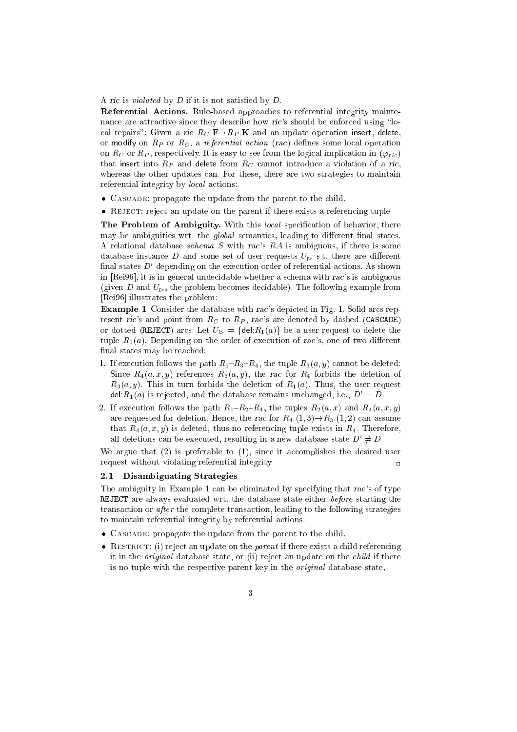A *ric* is *violated* by $D$ if it is not satisfied by $D$.

**Referential Actions.** Rule-based approaches to referential integrity maintenance are attractive since they describe how *ric*'s should be enforced using "local repairs": Given a *ric* $R_C.\mathbf{F} \rightarrow R_P.\mathbf{K}$ and an update operation insert, delete, or modify on $R_P$ or $R_C$, a *referential action* (*rac*) defines some local operation on $R_C$ or $R_P$, respectively. It is easy to see from the logical implication in ($\varphi_{ric}$) that insert into $R_P$ and delete from $R_C$ cannot introduce a violation of a *ric*, whereas the other updates can. For these, there are two strategies to maintain referential integrity by *local* actions:

- Cascade: propagate the update from the parent to the child,
- Reject: reject an update on the parent if there exists a referencing tuple.

**The Problem of Ambiguity.** With this *local* specification of behavior, there may be ambiguities wrt. the *global* semantics, leading to different final states. A relational database *schema* $S$ with *rac*'s $RA$ is ambiguous, if there is some database instance $D$ and some set of user requests $U_{\triangleright}$ s.t. there are different final states $D'$ depending on the execution order of referential actions. As shown in [Rei96], it is in general undecidable whether a schema with *rac*'s is ambiguous (given $D$ and $U_{\triangleright}$, the problem becomes decidable). The following example from [Rei96] illustrates the problem:

**Example 1** Consider the database with *rac*'s depicted in Fig. 1. Solid arcs represent *ric*'s and point from $R_C$ to $R_P$, *rac*'s are denoted by dashed (CASCADE) or dotted (REJECT) arcs. Let $U_{\triangleright} = \{\mathsf{del}{:}R_1(a)\}$ be a user request to delete the tuple $R_1(a)$. Depending on the order of execution of *rac*'s, one of two different final states may be reached:

1. If execution follows the path $R_1$–$R_3$–$R_4$, the tuple $R_3(a, y)$ cannot be deleted: Since $R_4(a, x, y)$ references $R_3(a, y)$, the *rac* for $R_4$ forbids the deletion of $R_3(a, y)$. This in turn forbids the deletion of $R_1(a)$. Thus, the user request $\mathsf{del}{:}R_1(a)$ is rejected, and the database remains unchanged, i.e., $D' = D$.
2. If execution follows the path $R_1$–$R_2$–$R_4$, the tuples $R_2(a, x)$ and $R_4(a, x, y)$ are requested for deletion. Hence, the *rac* for $R_4.(1, 3) \rightarrow R_3.(1, 2)$ can assume that $R_4(a, x, y)$ is deleted, thus no referencing tuple exists in $R_4$. Therefore, all deletions can be executed, resulting in a new database state $D' \neq D$.

We argue that (2) is preferable to (1), since it accomplishes the desired user request without violating referential integrity. □

### 2.1 Disambiguating Strategies

The ambiguity in Example 1 can be eliminated by specifying that *rac*'s of type REJECT are always evaluated wrt. the database state either *before* starting the transaction or *after* the complete transaction, leading to the following strategies to maintain referential integrity by referential actions:

- Cascade: propagate the update from the parent to the child,
- Restrict: (i) reject an update on the *parent* if there exists a child referencing it in the *original* database state, or (ii) reject an update on the *child* if there is no tuple with the respective parent key in the *original* database state,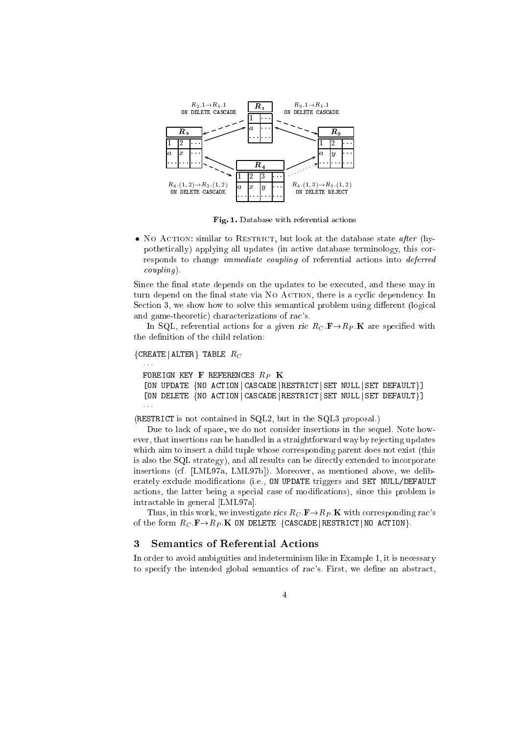$R_2.1 \to R_1.1$ ON DELETE CASCADE

$R_3.1 \to R_1.1$ ON DELETE CASCADE

$R_4.(1,2) \to R_2.(1,2)$ ON DELETE CASCADE

$R_4.(1,3) \to R_3.(1,2)$ ON DELETE REJECT

**Fig. 1.** Database with referential actions

- No Action: similar to Restrict, but look at the database state *after* (hypothetically) applying all updates (in active database terminology, this corresponds to change *immediate coupling* of referential actions into *deferred coupling*).

Since the final state depends on the updates to be executed, and these may in turn depend on the final state via No Action, there is a cyclic dependency. In Section 3, we show how to solve this semantical problem using different (logical and game-theoretic) characterizations of *rac*'s.

In SQL, referential actions for a given *ric* $R_C.\mathbf{F} \to R_P.\mathbf{K}$ are specified with the definition of the child relation:

```
{CREATE|ALTER} TABLE R_C
  ...
  FOREIGN KEY F REFERENCES R_P K
  [ON UPDATE {NO ACTION|CASCADE|RESTRICT|SET NULL|SET DEFAULT}]
  [ON DELETE {NO ACTION|CASCADE|RESTRICT|SET NULL|SET DEFAULT}]
  ...
```

(RESTRICT is not contained in SQL2, but in the SQL3 proposal.)

Due to lack of space, we do not consider insertions in the sequel. Note however, that insertions can be handled in a straightforward way by rejecting updates which aim to insert a child tuple whose corresponding parent does not exist (this is also the SQL strategy), and all results can be directly extended to incorporate insertions (cf. [LML97a, LML97b]). Moreover, as mentioned above, we deliberately exclude modifications (i.e., ON UPDATE triggers and SET NULL/DEFAULT actions, the latter being a special case of modifications), since this problem is intractable in general [LML97a].

Thus, in this work, we investigate *rics* $R_C.\mathbf{F} \to R_P.\mathbf{K}$ with corresponding *rac*'s of the form $R_C.\mathbf{F} \to R_P.\mathbf{K}$ ON DELETE {CASCADE|RESTRICT|NO ACTION}.

## 3 Semantics of Referential Actions

In order to avoid ambiguities and indeterminism like in Example 1, it is necessary to specify the intended global semantics of *rac*'s. First, we define an abstract,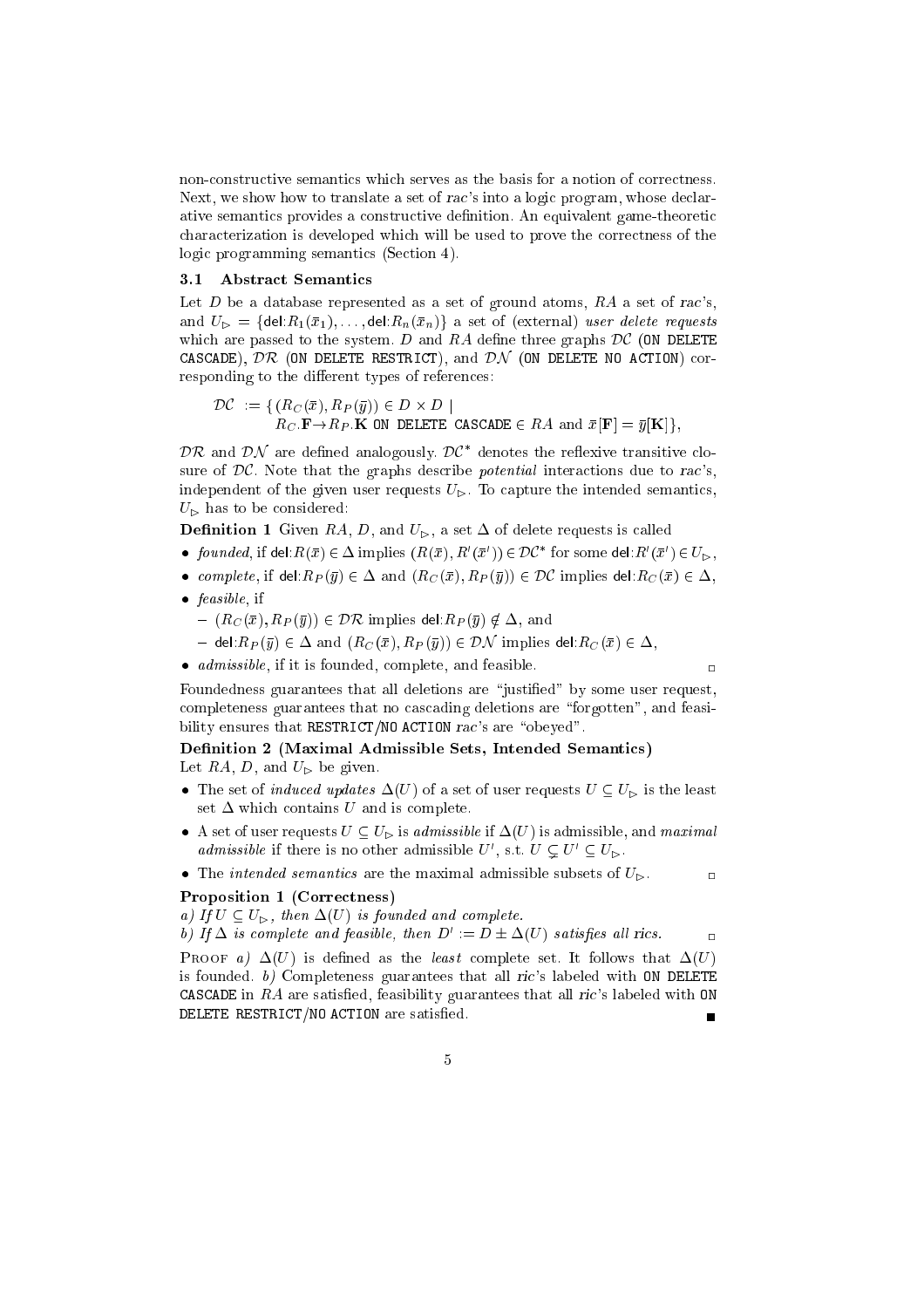non-constructive semantics which serves as the basis for a notion of correctness. Next, we show how to translate a set of *rac*'s into a logic program, whose declarative semantics provides a constructive definition. An equivalent game-theoretic characterization is developed which will be used to prove the correctness of the logic programming semantics (Section 4).

### 3.1 Abstract Semantics

Let $D$ be a database represented as a set of ground atoms, $RA$ a set of *rac*'s, and $U_{\triangleright} = \{\mathsf{del}{:}R_1(\bar{x}_1), \ldots, \mathsf{del}{:}R_n(\bar{x}_n)\}$ a set of (external) *user delete requests* which are passed to the system. $D$ and $RA$ define three graphs $\mathcal{DC}$ (`ON DELETE CASCADE`), $\mathcal{DR}$ (`ON DELETE RESTRICT`), and $\mathcal{DN}$ (`ON DELETE NO ACTION`) corresponding to the different types of references:

$$\mathcal{DC} := \{ (R_C(\bar{x}), R_P(\bar{y})) \in D \times D \mid R_C.\mathbf{F} \to R_P.\mathbf{K} \texttt{ ON DELETE CASCADE} \in RA \text{ and } \bar{x}[\mathbf{F}] = \bar{y}[\mathbf{K}] \},$$

$\mathcal{DR}$ and $\mathcal{DN}$ are defined analogously. $\mathcal{DC}^*$ denotes the reflexive transitive closure of $\mathcal{DC}$. Note that the graphs describe *potential* interactions due to *rac*'s, independent of the given user requests $U_{\triangleright}$. To capture the intended semantics, $U_{\triangleright}$ has to be considered:

**Definition 1** Given $RA$, $D$, and $U_{\triangleright}$, a set $\Delta$ of delete requests is called

- *founded*, if $\mathsf{del}{:}R(\bar{x}) \in \Delta$ implies $(R(\bar{x}), R'(\bar{x}')) \in \mathcal{DC}^*$ for some $\mathsf{del}{:}R'(\bar{x}') \in U_{\triangleright}$,
- *complete*, if $\mathsf{del}{:}R_P(\bar{y}) \in \Delta$ and $(R_C(\bar{x}), R_P(\bar{y})) \in \mathcal{DC}$ implies $\mathsf{del}{:}R_C(\bar{x}) \in \Delta$,
- *feasible*, if
  - $(R_C(\bar{x}), R_P(\bar{y})) \in \mathcal{DR}$ implies $\mathsf{del}{:}R_P(\bar{y}) \notin \Delta$, and
  - $\mathsf{del}{:}R_P(\bar{y}) \in \Delta$ and $(R_C(\bar{x}), R_P(\bar{y})) \in \mathcal{DN}$ implies $\mathsf{del}{:}R_C(\bar{x}) \in \Delta$,
- *admissible*, if it is founded, complete, and feasible. □

Foundedness guarantees that all deletions are "justified" by some user request, completeness guarantees that no cascading deletions are "forgotten", and feasibility ensures that `RESTRICT`/`NO ACTION` *rac*'s are "obeyed".

**Definition 2 (Maximal Admissible Sets, Intended Semantics)**
Let $RA$, $D$, and $U_{\triangleright}$ be given.

- The set of *induced updates* $\Delta(U)$ of a set of user requests $U \subseteq U_{\triangleright}$ is the least set $\Delta$ which contains $U$ and is complete.
- A set of user requests $U \subseteq U_{\triangleright}$ is *admissible* if $\Delta(U)$ is admissible, and *maximal admissible* if there is no other admissible $U'$, s.t. $U \subsetneq U' \subseteq U_{\triangleright}$.
- The *intended semantics* are the maximal admissible subsets of $U_{\triangleright}$. □

**Proposition 1 (Correctness)**
*a) If $U \subseteq U_{\triangleright}$, then $\Delta(U)$ is founded and complete.*
*b) If $\Delta$ is complete and feasible, then $D' := D \pm \Delta(U)$ satisfies all rics.* □

Proof *a)* $\Delta(U)$ is defined as the *least* complete set. It follows that $\Delta(U)$ is founded. *b)* Completeness guarantees that all *ric*'s labeled with `ON DELETE CASCADE` in $RA$ are satisfied, feasibility guarantees that all *ric*'s labeled with `ON DELETE RESTRICT`/`NO ACTION` are satisfied. ■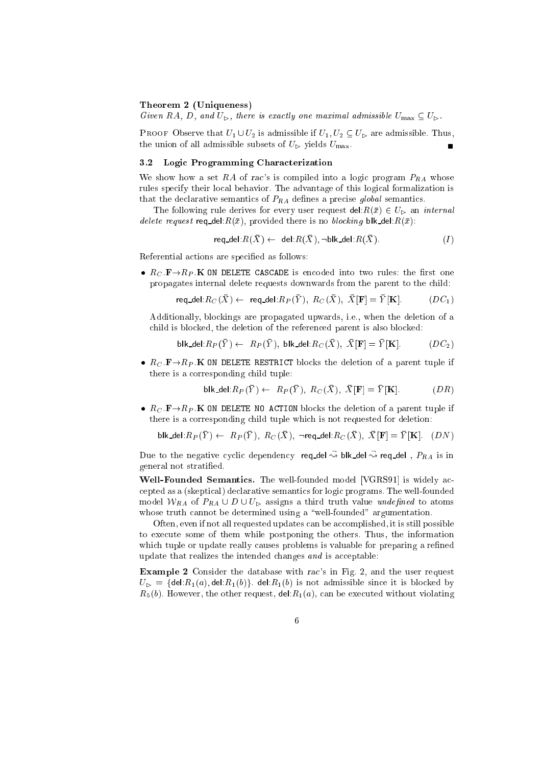**Theorem 2 (Uniqueness)**
*Given RA, D, and $U_\triangleright$, there is exactly one maximal admissible $U_{\max} \subseteq U_\triangleright$.*

Proof Observe that $U_1 \cup U_2$ is admissible if $U_1, U_2 \subseteq U_\triangleright$ are admissible. Thus, the union of all admissible subsets of $U_\triangleright$ yields $U_{\max}$. ∎

### 3.2 Logic Programming Characterization

We show how a set $RA$ of *rac*'s is compiled into a logic program $P_{RA}$ whose rules specify their local behavior. The advantage of this logical formalization is that the declarative semantics of $P_{RA}$ defines a precise *global* semantics.

The following rule derives for every user request $\mathsf{del}{:}R(\bar{x}) \in U_\triangleright$ an *internal delete request* $\mathsf{req\_del}{:}R(\bar{x})$, provided there is no *blocking* $\mathsf{blk\_del}{:}R(\bar{x})$:

$$\mathsf{req\_del}{:}R(\bar{X}) \leftarrow \mathsf{del}{:}R(\bar{X}), \neg\mathsf{blk\_del}{:}R(\bar{X}). \qquad (I)$$

Referential actions are specified as follows:

- $R_C.\mathbf{F} \rightarrow R_P.\mathbf{K}$ `ON DELETE CASCADE` is encoded into two rules: the first one propagates internal delete requests downwards from the parent to the child:

$$\mathsf{req\_del}{:}R_C(\bar{X}) \leftarrow \mathsf{req\_del}{:}R_P(\bar{Y}),\ R_C(\bar{X}),\ \bar{X}[\mathbf{F}] = \bar{Y}[\mathbf{K}]. \qquad (DC_1)$$

  Additionally, blockings are propagated upwards, i.e., when the deletion of a child is blocked, the deletion of the referenced parent is also blocked:

$$\mathsf{blk\_del}{:}R_P(\bar{Y}) \leftarrow R_P(\bar{Y}),\ \mathsf{blk\_del}{:}R_C(\bar{X}),\ \bar{X}[\mathbf{F}] = \bar{Y}[\mathbf{K}]. \qquad (DC_2)$$

- $R_C.\mathbf{F} \rightarrow R_P.\mathbf{K}$ `ON DELETE RESTRICT` blocks the deletion of a parent tuple if there is a corresponding child tuple:

$$\mathsf{blk\_del}{:}R_P(\bar{Y}) \leftarrow R_P(\bar{Y}),\ R_C(\bar{X}),\ \bar{X}[\mathbf{F}] = \bar{Y}[\mathbf{K}]. \qquad (DR)$$

- $R_C.\mathbf{F} \rightarrow R_P.\mathbf{K}$ `ON DELETE NO ACTION` blocks the deletion of a parent tuple if there is a corresponding child tuple which is not requested for deletion:

$$\mathsf{blk\_del}{:}R_P(\bar{Y}) \leftarrow R_P(\bar{Y}),\ R_C(\bar{X}),\ \neg\mathsf{req\_del}{:}R_C(\bar{X}),\ \bar{X}[\mathbf{F}] = \bar{Y}[\mathbf{K}]. \quad (DN)$$

Due to the negative cyclic dependency $\mathsf{req\_del} \overset{\neg}{\rightsquigarrow} \mathsf{blk\_del} \overset{\neg}{\rightsquigarrow} \mathsf{req\_del}$, $P_{RA}$ is in general not stratified.

**Well-Founded Semantics.** The well-founded model [VGRS91] is widely accepted as a (skeptical) declarative semantics for logic programs. The well-founded model $\mathcal{W}_{RA}$ of $P_{RA} \cup D \cup U_\triangleright$ assigns a third truth value *undefined* to atoms whose truth cannot be determined using a "well-founded" argumentation.

Often, even if not all requested updates can be accomplished, it is still possible to execute some of them while postponing the others. Thus, the information which tuple or update really causes problems is valuable for preparing a refined update that realizes the intended changes *and* is acceptable:

**Example 2** Consider the database with *rac*'s in Fig. 2, and the user request $U_\triangleright = \{\mathsf{del}{:}R_1(a), \mathsf{del}{:}R_1(b)\}$. $\mathsf{del}{:}R_1(b)$ is not admissible since it is blocked by $R_5(b)$. However, the other request, $\mathsf{del}{:}R_1(a)$, can be executed without violating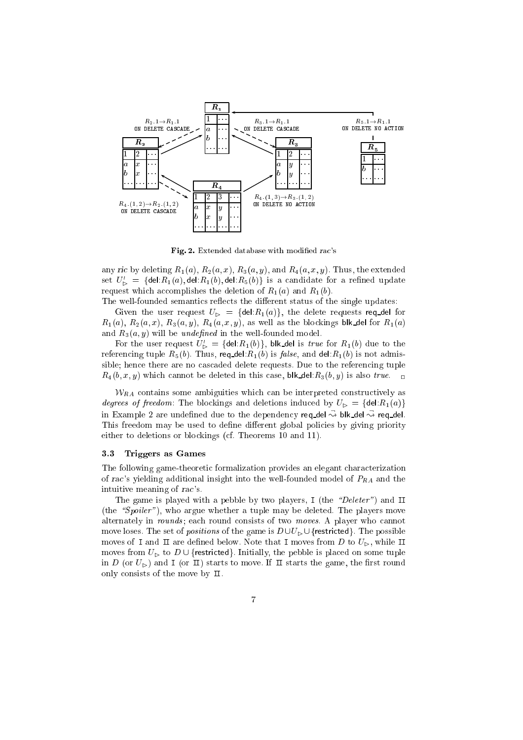**Fig. 2.** Extended database with modified *rac*'s

any *ric* by deleting $R_1(a)$, $R_2(a,x)$, $R_3(a,y)$, and $R_4(a,x,y)$. Thus, the extended set $U'_{\triangleright} = \{\mathsf{del}{:}R_1(a), \mathsf{del}{:}R_1(b), \mathsf{del}{:}R_5(b)\}$ is a candidate for a refined update request which accomplishes the deletion of $R_1(a)$ and $R_1(b)$.

The well-founded semantics reflects the different status of the single updates:

Given the user request $U_{\triangleright} = \{\mathsf{del}{:}R_1(a)\}$, the delete requests $\mathsf{req\_del}$ for $R_1(a)$, $R_2(a,x)$, $R_3(a,y)$, $R_4(a,x,y)$, as well as the blockings $\mathsf{blk\_del}$ for $R_1(a)$ and $R_3(a,y)$ will be *undefined* in the well-founded model.

For the user request $U'_{\triangleright} = \{\mathsf{del}{:}R_1(b)\}$, $\mathsf{blk\_del}$ is *true* for $R_1(b)$ due to the referencing tuple $R_5(b)$. Thus, $\mathsf{req\_del}{:}R_1(b)$ is *false*, and $\mathsf{del}{:}R_1(b)$ is not admissible; hence there are no cascaded delete requests. Due to the referencing tuple $R_4(b,x,y)$ which cannot be deleted in this case, $\mathsf{blk\_del}{:}R_3(b,y)$ is also *true*. □

$\mathcal{W}_{RA}$ contains some ambiguities which can be interpreted constructively as *degrees of freedom*: The blockings and deletions induced by $U_{\triangleright} = \{\mathsf{del}{:}R_1(a)\}$ in Example 2 are undefined due to the dependency $\mathsf{req\_del} \overset{\neg}{\rightsquigarrow} \mathsf{blk\_del} \overset{\neg}{\rightsquigarrow} \mathsf{req\_del}$. This freedom may be used to define different global policies by giving priority either to deletions or blockings (cf. Theorems 10 and 11).

### 3.3 Triggers as Games

The following game-theoretic formalization provides an elegant characterization of *rac*'s yielding additional insight into the well-founded model of $P_{RA}$ and the intuitive meaning of *rac*'s.

The game is played with a pebble by two players, I (the *"Deleter"*) and II (the *"Spoiler"*), who argue whether a tuple may be deleted. The players move alternately in *rounds*; each round consists of two *moves*. A player who cannot move loses. The set of *positions* of the game is $D \cup U_{\triangleright} \cup \{\mathsf{restricted}\}$. The possible moves of I and II are defined below. Note that I moves from $D$ to $U_{\triangleright}$, while II moves from $U_{\triangleright}$ to $D \cup \{\mathsf{restricted}\}$. Initially, the pebble is placed on some tuple in $D$ (or $U_{\triangleright}$) and I (or II) starts to move. If II starts the game, the first round only consists of the move by II.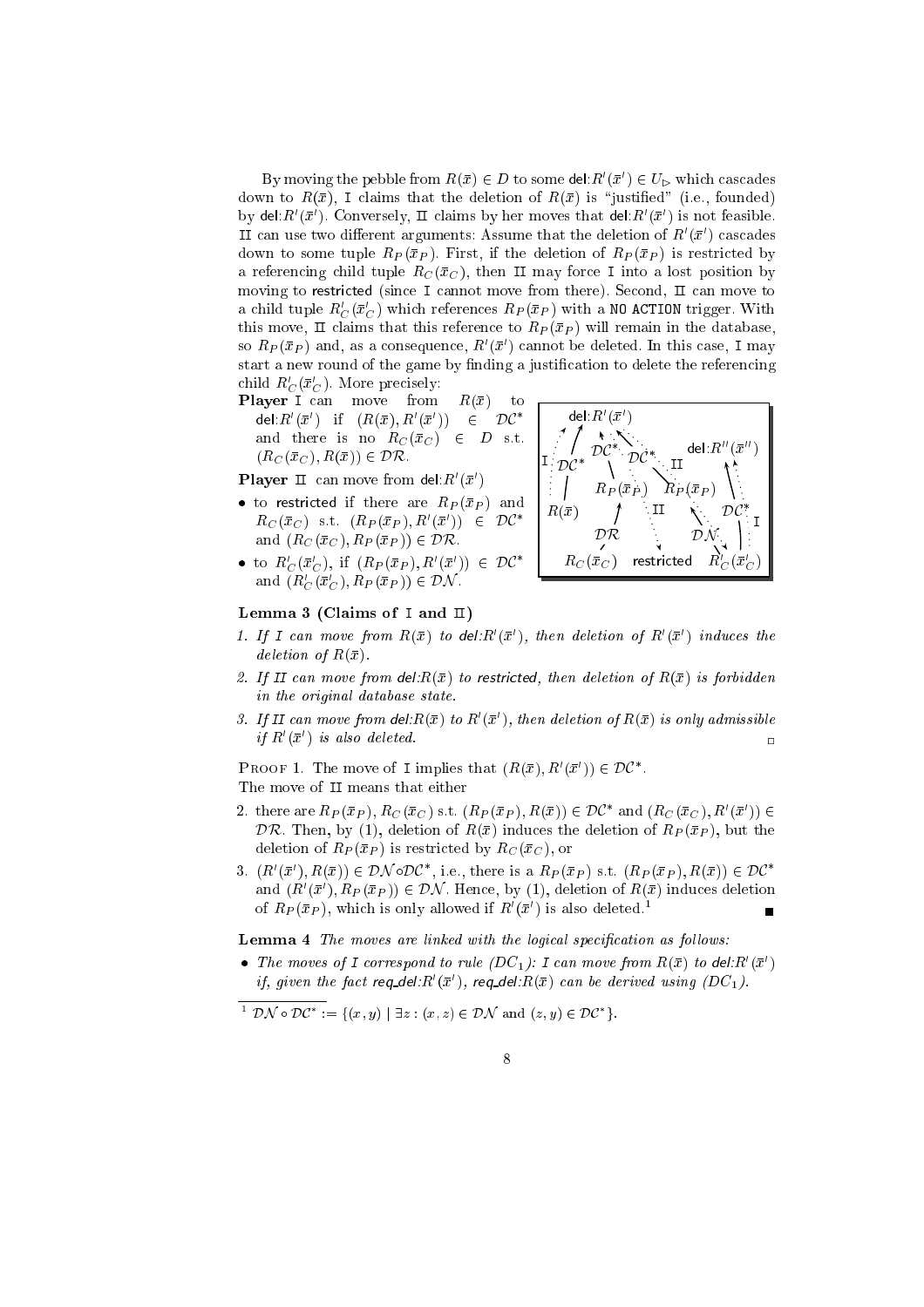By moving the pebble from $R(\bar{x}) \in D$ to some $\mathsf{del}{:}R'(\bar{x}') \in U_{\triangleright}$ which cascades down to $R(\bar{x})$, I claims that the deletion of $R(\bar{x})$ is "justified" (i.e., founded) by $\mathsf{del}{:}R'(\bar{x}')$. Conversely, II claims by her moves that $\mathsf{del}{:}R'(\bar{x}')$ is not feasible. II can use two different arguments: Assume that the deletion of $R'(\bar{x}')$ cascades down to some tuple $R_P(\bar{x}_P)$. First, if the deletion of $R_P(\bar{x}_P)$ is restricted by a referencing child tuple $R_C(\bar{x}_C)$, then II may force I into a lost position by moving to restricted (since I cannot move from there). Second, II can move to a child tuple $R'_C(\bar{x}'_C)$ which references $R_P(\bar{x}_P)$ with a `NO ACTION` trigger. With this move, II claims that this reference to $R_P(\bar{x}_P)$ will remain in the database, so $R_P(\bar{x}_P)$ and, as a consequence, $R'(\bar{x}')$ cannot be deleted. In this case, I may start a new round of the game by finding a justification to delete the referencing child $R'_C(\bar{x}'_C)$. More precisely:

**Player** I can move from $R(\bar{x})$ to $\mathsf{del}{:}R'(\bar{x}')$ if $(R(\bar{x}), R'(\bar{x}')) \in \mathcal{DC}^*$ and there is no $R_C(\bar{x}_C) \in D$ s.t. $(R_C(\bar{x}_C), R(\bar{x})) \in \mathcal{DR}$.

**Player** II can move from $\mathsf{del}{:}R'(\bar{x}')$

- to restricted if there are $R_P(\bar{x}_P)$ and $R_C(\bar{x}_C)$ s.t. $(R_P(\bar{x}_P), R'(\bar{x}')) \in \mathcal{DC}^*$ and $(R_C(\bar{x}_C), R_P(\bar{x}_P)) \in \mathcal{DR}$.
- to $R'_C(\bar{x}'_C)$, if $(R_P(\bar{x}_P), R'(\bar{x}')) \in \mathcal{DC}^*$ and $(R'_C(\bar{x}'_C), R_P(\bar{x}_P)) \in \mathcal{DN}$.

**Lemma 3 (Claims of I and II)**

1. *If I can move from $R(\bar{x})$ to $\mathsf{del}{:}R'(\bar{x}')$, then deletion of $R'(\bar{x}')$ induces the deletion of $R(\bar{x})$.*
2. *If II can move from $\mathsf{del}{:}R(\bar{x})$ to restricted, then deletion of $R(\bar{x})$ is forbidden in the original database state.*
3. *If II can move from $\mathsf{del}{:}R(\bar{x})$ to $R'(\bar{x}')$, then deletion of $R(\bar{x})$ is only admissible if $R'(\bar{x}')$ is also deleted.* □

PROOF 1. The move of I implies that $(R(\bar{x}), R'(\bar{x}')) \in \mathcal{DC}^*$.
The move of II means that either

2. there are $R_P(\bar{x}_P), R_C(\bar{x}_C)$ s.t. $(R_P(\bar{x}_P), R(\bar{x})) \in \mathcal{DC}^*$ and $(R_C(\bar{x}_C), R'(\bar{x}')) \in \mathcal{DR}$. Then, by (1), deletion of $R(\bar{x})$ induces the deletion of $R_P(\bar{x}_P)$, but the deletion of $R_P(\bar{x}_P)$ is restricted by $R_C(\bar{x}_C)$, or
3. $(R'(\bar{x}'), R(\bar{x})) \in \mathcal{DN} \circ \mathcal{DC}^*$, i.e., there is a $R_P(\bar{x}_P)$ s.t. $(R_P(\bar{x}_P), R(\bar{x})) \in \mathcal{DC}^*$ and $(R'(\bar{x}'), R_P(\bar{x}_P)) \in \mathcal{DN}$. Hence, by (1), deletion of $R(\bar{x})$ induces deletion of $R_P(\bar{x}_P)$, which is only allowed if $R'(\bar{x}')$ is also deleted.[1] ■

**Lemma 4** *The moves are linked with the logical specification as follows:*

- *The moves of I correspond to rule ($DC_1$): I can move from $R(\bar{x})$ to $\mathsf{del}{:}R'(\bar{x}')$ if, given the fact $\mathsf{req\_del}{:}R'(\bar{x}')$, $\mathsf{req\_del}{:}R(\bar{x})$ can be derived using ($DC_1$).*

[1] $\mathcal{DN} \circ \mathcal{DC}^* := \{(x, y) \mid \exists z : (x, z) \in \mathcal{DN} \text{ and } (z, y) \in \mathcal{DC}^*\}$.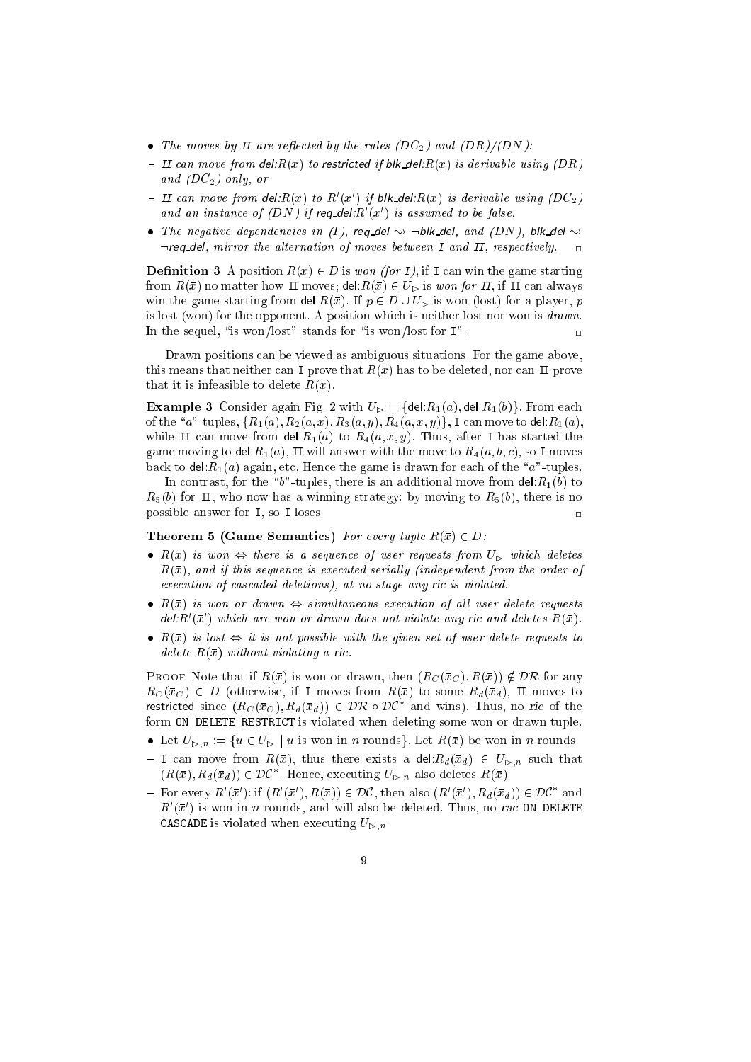- *The moves by* II *are reflected by the rules* ($DC_2$) *and* ($DR$)/($DN$):
  - II *can move from* del:$R(\bar{x})$ *to* restricted *if* blk_del:$R(\bar{x})$ *is derivable using* ($DR$) *and* ($DC_2$) *only, or*
  - II *can move from* del:$R(\bar{x})$ *to* $R'(\bar{x}')$ *if* blk_del:$R(\bar{x})$ *is derivable using* ($DC_2$) *and an instance of* ($DN$) *if* req_del:$R'(\bar{x}')$ *is assumed to be false.*
- *The negative dependencies in* ($I$), req_del $\rightsquigarrow$ ¬blk_del, *and* ($DN$), blk_del $\rightsquigarrow$ ¬req_del, *mirror the alternation of moves between* I *and* II*, respectively.* □

**Definition 3** A position $R(\bar{x}) \in D$ is *won (for* I*)*, if I can win the game starting from $R(\bar{x})$ no matter how II moves; del:$R(\bar{x}) \in U_\triangleright$ is *won for* II, if II can always win the game starting from del:$R(\bar{x})$. If $p \in D \cup U_\triangleright$ is won (lost) for a player, $p$ is lost (won) for the opponent. A position which is neither lost nor won is *drawn*. In the sequel, "is won/lost" stands for "is won/lost for I". □

Drawn positions can be viewed as ambiguous situations. For the game above, this means that neither can I prove that $R(\bar{x})$ has to be deleted, nor can II prove that it is infeasible to delete $R(\bar{x})$.

**Example 3** Consider again Fig. 2 with $U_\triangleright = \{$del:$R_1(a)$, del:$R_1(b)\}$. From each of the "$a$"-tuples, $\{R_1(a), R_2(a,x), R_3(a,y), R_4(a,x,y)\}$, I can move to del:$R_1(a)$, while II can move from del:$R_1(a)$ to $R_4(a,x,y)$. Thus, after I has started the game moving to del:$R_1(a)$, II will answer with the move to $R_4(a,b,c)$, so I moves back to del:$R_1(a)$ again, etc. Hence the game is drawn for each of the "$a$"-tuples.

In contrast, for the "$b$"-tuples, there is an additional move from del:$R_1(b)$ to $R_5(b)$ for II, who now has a winning strategy: by moving to $R_5(b)$, there is no possible answer for I, so I loses. □

**Theorem 5 (Game Semantics)** *For every tuple* $R(\bar{x}) \in D$:

- $R(\bar{x})$ *is won* $\Leftrightarrow$ *there is a sequence of user requests from* $U_\triangleright$ *which deletes* $R(\bar{x})$*, and if this sequence is executed serially (independent from the order of execution of cascaded deletions), at no stage any* ric *is violated.*
- $R(\bar{x})$ *is won or drawn* $\Leftrightarrow$ *simultaneous execution of all user delete requests* del:$R'(\bar{x}')$ *which are won or drawn does not violate any* ric *and deletes* $R(\bar{x})$.
- $R(\bar{x})$ *is lost* $\Leftrightarrow$ *it is not possible with the given set of user delete requests to delete* $R(\bar{x})$ *without violating a* ric.

Proof Note that if $R(\bar{x})$ is won or drawn, then $(R_C(\bar{x}_C), R(\bar{x})) \notin \mathcal{DR}$ for any $R_C(\bar{x}_C) \in D$ (otherwise, if I moves from $R(\bar{x})$ to some $R_d(\bar{x}_d)$, II moves to restricted since $(R_C(\bar{x}_C), R_d(\bar{x}_d)) \in \mathcal{DR} \circ \mathcal{DC}^*$ and wins). Thus, no *ric* of the form `ON DELETE RESTRICT` is violated when deleting some won or drawn tuple.

- Let $U_{\triangleright,n} := \{u \in U_\triangleright \mid u \text{ is won in } n \text{ rounds}\}$. Let $R(\bar{x})$ be won in $n$ rounds:
  - I can move from $R(\bar{x})$, thus there exists a del:$R_d(\bar{x}_d) \in U_{\triangleright,n}$ such that $(R(\bar{x}), R_d(\bar{x}_d)) \in \mathcal{DC}^*$. Hence, executing $U_{\triangleright,n}$ also deletes $R(\bar{x})$.
  - For every $R'(\bar{x}')$: if $(R'(\bar{x}'), R(\bar{x})) \in \mathcal{DC}$, then also $(R'(\bar{x}'), R_d(\bar{x}_d)) \in \mathcal{DC}^*$ and $R'(\bar{x}')$ is won in $n$ rounds, and will also be deleted. Thus, no *rac* `ON DELETE CASCADE` is violated when executing $U_{\triangleright,n}$.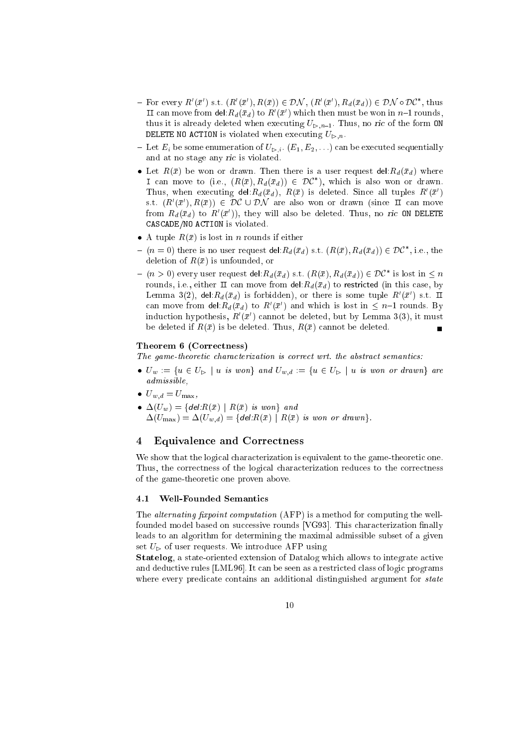- For every $R'(\bar{x}')$ s.t. $(R'(\bar{x}'), R(\bar{x})) \in \mathcal{DN}$, $(R'(\bar{x}'), R_d(\bar{x}_d)) \in \mathcal{DN} \circ \mathcal{DC}^*$, thus II can move from $\mathsf{del}{:}R_d(\bar{x}_d)$ to $R'(\bar{x}')$ which then must be won in $n$–1 rounds, thus it is already deleted when executing $U_{\triangleright,n-1}$. Thus, no *ric* of the form `ON DELETE NO ACTION` is violated when executing $U_{\triangleright,n}$.
- Let $E_i$ be some enumeration of $U_{\triangleright,i}$. $(E_1, E_2, \ldots)$ can be executed sequentially and at no stage any *ric* is violated.

- Let $R(\bar{x})$ be won or drawn. Then there is a user request $\mathsf{del}{:}R_d(\bar{x}_d)$ where I can move to (i.e., $(R(\bar{x}), R_d(\bar{x}_d)) \in \mathcal{DC}^*$), which is also won or drawn. Thus, when executing $\mathsf{del}{:}R_d(\bar{x}_d)$, $R(\bar{x})$ is deleted. Since all tuples $R'(\bar{x}')$ s.t. $(R'(\bar{x}'), R(\bar{x})) \in \mathcal{DC} \cup \mathcal{DN}$ are also won or drawn (since II can move from $R_d(\bar{x}_d)$ to $R'(\bar{x}')$), they will also be deleted. Thus, no *ric* `ON DELETE CASCADE/NO ACTION` is violated.
- A tuple $R(\bar{x})$ is lost in $n$ rounds if either
  - ($n = 0$) there is no user request $\mathsf{del}{:}R_d(\bar{x}_d)$ s.t. $(R(\bar{x}), R_d(\bar{x}_d)) \in \mathcal{DC}^*$, i.e., the deletion of $R(\bar{x})$ is unfounded, or
  - ($n > 0$) every user request $\mathsf{del}{:}R_d(\bar{x}_d)$ s.t. $(R(\bar{x}), R_d(\bar{x}_d)) \in \mathcal{DC}^*$ is lost in $\leq n$ rounds, i.e., either II can move from $\mathsf{del}{:}R_d(\bar{x}_d)$ to $\mathsf{restricted}$ (in this case, by Lemma 3(2), $\mathsf{del}{:}R_d(\bar{x}_d)$ is forbidden), or there is some tuple $R'(\bar{x}')$ s.t. II can move from $\mathsf{del}{:}R_d(\bar{x}_d)$ to $R'(\bar{x}')$ and which is lost in $\leq n$–1 rounds. By induction hypothesis, $R'(\bar{x}')$ cannot be deleted, but by Lemma 3(3), it must be deleted if $R(\bar{x})$ is be deleted. Thus, $R(\bar{x})$ cannot be deleted. ∎

**Theorem 6 (Correctness)**
*The game-theoretic characterization is correct wrt. the abstract semantics:*

- $U_w := \{u \in U_\triangleright \mid u \text{ is won}\}$ *and* $U_{w,d} := \{u \in U_\triangleright \mid u \text{ is won or drawn}\}$ *are admissible,*
- $U_{w,d} = U_{\max}$,
- $\Delta(U_w) = \{\mathsf{del}{:}R(\bar{x}) \mid R(\bar{x}) \text{ is won}\}$ *and*
  $\Delta(U_{\max}) = \Delta(U_{w,d}) = \{\mathsf{del}{:}R(\bar{x}) \mid R(\bar{x}) \text{ is won or drawn}\}$.

## 4 Equivalence and Correctness

We show that the logical characterization is equivalent to the game-theoretic one. Thus, the correctness of the logical characterization reduces to the correctness of the game-theoretic one proven above.

### 4.1 Well-Founded Semantics

The *alternating fixpoint computation* (AFP) is a method for computing the well-founded model based on successive rounds [VG93]. This characterization finally leads to an algorithm for determining the maximal admissible subset of a given set $U_\triangleright$ of user requests. We introduce AFP using
**Statelog**, a state-oriented extension of Datalog which allows to integrate active and deductive rules [LML96]. It can be seen as a restricted class of logic programs where every predicate contains an additional distinguished argument for *state*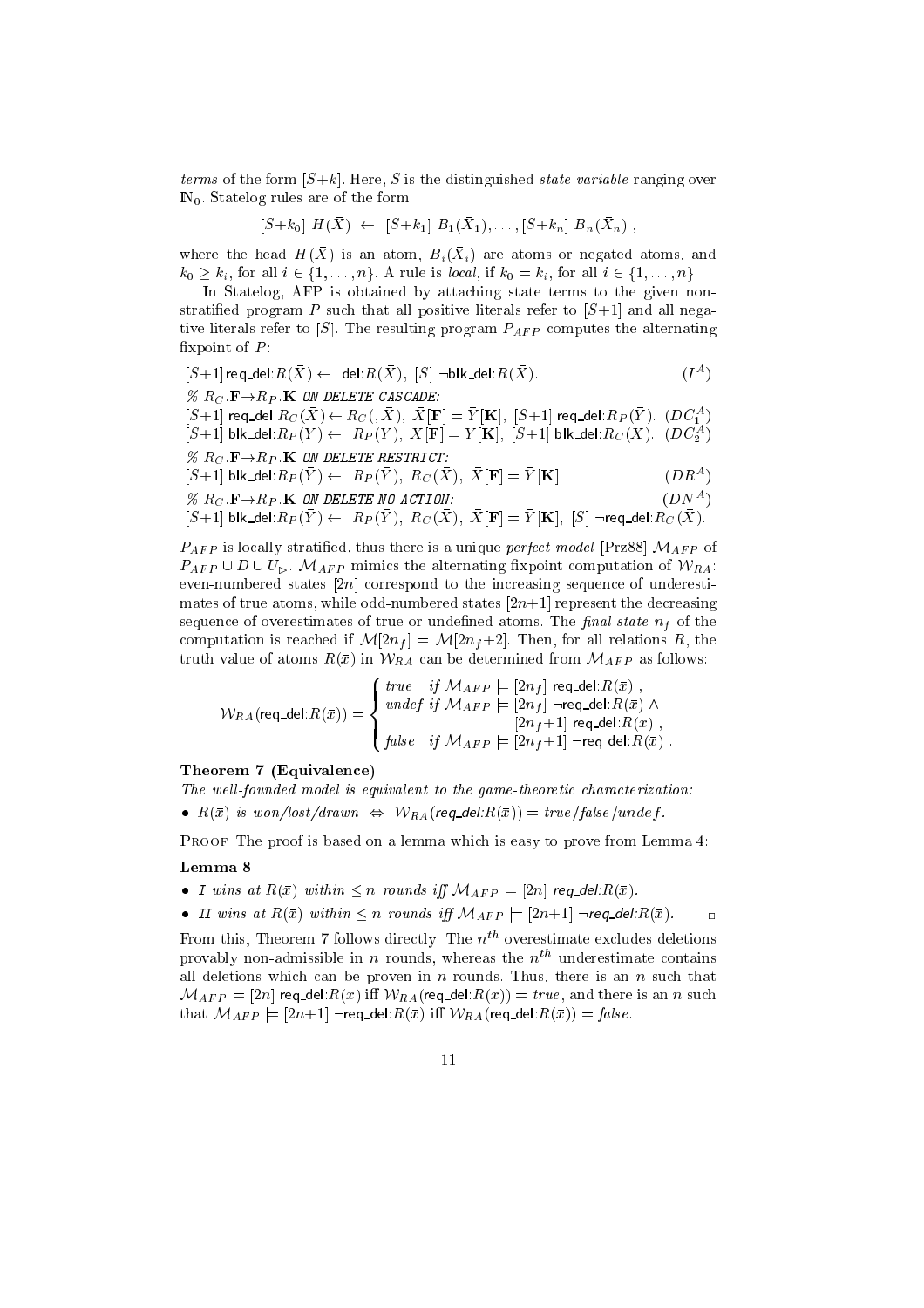*terms* of the form $[S{+}k]$. Here, $S$ is the distinguished *state variable* ranging over $\mathbb{N}_0$. Statelog rules are of the form

$$[S{+}k_0]\ H(\bar{X}) \ \leftarrow \ [S{+}k_1]\ B_1(\bar{X}_1), \ldots, [S{+}k_n]\ B_n(\bar{X}_n)\ ,$$

where the head $H(\bar{X})$ is an atom, $B_i(\bar{X}_i)$ are atoms or negated atoms, and $k_0 \geq k_i$, for all $i \in \{1, \ldots, n\}$. A rule is *local*, if $k_0 = k_i$, for all $i \in \{1, \ldots, n\}$.

In Statelog, AFP is obtained by attaching state terms to the given non-stratified program $P$ such that all positive literals refer to $[S{+}1]$ and all negative literals refer to $[S]$. The resulting program $P_{AFP}$ computes the alternating fixpoint of $P$:

$$[S{+}1]\, \mathsf{req\_del}{:}R(\bar{X}) \leftarrow \ \mathsf{del}{:}R(\bar{X}),\ [S]\ \neg \mathsf{blk\_del}{:}R(\bar{X}). \qquad (I^A)$$

*% $R_C.\mathbf{F} \to R_P.\mathbf{K}$ ON DELETE CASCADE:*

$$[S{+}1]\, \mathsf{req\_del}{:}R_C(\bar{X}) \leftarrow R_C(,\bar{X}),\ \bar{X}[\mathbf{F}] = \bar{Y}[\mathbf{K}],\ [S{+}1]\ \mathsf{req\_del}{:}R_P(\bar{Y}). \quad (DC_1^A)$$

$$[S{+}1]\, \mathsf{blk\_del}{:}R_P(\bar{Y}) \leftarrow \ R_P(\bar{Y}),\ \bar{X}[\mathbf{F}] = \bar{Y}[\mathbf{K}],\ [S{+}1]\ \mathsf{blk\_del}{:}R_C(\bar{X}). \quad (DC_2^A)$$

*% $R_C.\mathbf{F} \to R_P.\mathbf{K}$ ON DELETE RESTRICT:*

$$[S{+}1]\, \mathsf{blk\_del}{:}R_P(\bar{Y}) \leftarrow \ R_P(\bar{Y}),\ R_C(\bar{X}),\ \bar{X}[\mathbf{F}] = \bar{Y}[\mathbf{K}]. \qquad (DR^A)$$

*% $R_C.\mathbf{F} \to R_P.\mathbf{K}$ ON DELETE NO ACTION:* $\qquad (DN^A)$

$$[S{+}1]\, \mathsf{blk\_del}{:}R_P(\bar{Y}) \leftarrow \ R_P(\bar{Y}),\ R_C(\bar{X}),\ \bar{X}[\mathbf{F}] = \bar{Y}[\mathbf{K}],\ [S]\ \neg \mathsf{req\_del}{:}R_C(\bar{X}).$$

$P_{AFP}$ is locally stratified, thus there is a unique *perfect model* [Prz88] $\mathcal{M}_{AFP}$ of $P_{AFP} \cup D \cup U_{\triangleright}$. $\mathcal{M}_{AFP}$ mimics the alternating fixpoint computation of $\mathcal{W}_{RA}$: even-numbered states $[2n]$ correspond to the increasing sequence of underestimates of true atoms, while odd-numbered states $[2n{+}1]$ represent the decreasing sequence of overestimates of true or undefined atoms. The *final state* $n_f$ of the computation is reached if $\mathcal{M}[2n_f] = \mathcal{M}[2n_f{+}2]$. Then, for all relations $R$, the truth value of atoms $R(\bar{x})$ in $\mathcal{W}_{RA}$ can be determined from $\mathcal{M}_{AFP}$ as follows:

$$\mathcal{W}_{RA}(\mathsf{req\_del}{:}R(\bar{x})) = \begin{cases} \textit{true} & \textit{if } \mathcal{M}_{AFP} \models [2n_f]\ \mathsf{req\_del}{:}R(\bar{x})\ , \\ \textit{undef} & \textit{if } \mathcal{M}_{AFP} \models [2n_f]\ \neg\mathsf{req\_del}{:}R(\bar{x}) \ \wedge \\ & \qquad\qquad\quad [2n_f{+}1]\ \mathsf{req\_del}{:}R(\bar{x})\ , \\ \textit{false} & \textit{if } \mathcal{M}_{AFP} \models [2n_f{+}1]\ \neg\mathsf{req\_del}{:}R(\bar{x})\ . \end{cases}$$

**Theorem 7 (Equivalence)**

*The well-founded model is equivalent to the game-theoretic characterization:*

- *$R(\bar{x})$ is won/lost/drawn $\Leftrightarrow$ $\mathcal{W}_{RA}(\mathsf{req\_del}{:}R(\bar{x})) = $ true/false/undef.*

Proof The proof is based on a lemma which is easy to prove from Lemma 4:

**Lemma 8**

- *I wins at $R(\bar{x})$ within $\leq n$ rounds iff $\mathcal{M}_{AFP} \models [2n]\ \mathsf{req\_del}{:}R(\bar{x})$.*
- *II wins at $R(\bar{x})$ within $\leq n$ rounds iff $\mathcal{M}_{AFP} \models [2n{+}1]\ \neg\mathsf{req\_del}{:}R(\bar{x})$.* □

From this, Theorem 7 follows directly: The $n^{th}$ overestimate excludes deletions provably non-admissible in $n$ rounds, whereas the $n^{th}$ underestimate contains all deletions which can be proven in $n$ rounds. Thus, there is an $n$ such that $\mathcal{M}_{AFP} \models [2n]\ \mathsf{req\_del}{:}R(\bar{x})$ iff $\mathcal{W}_{RA}(\mathsf{req\_del}{:}R(\bar{x})) = \textit{true}$, and there is an $n$ such that $\mathcal{M}_{AFP} \models [2n{+}1]\ \neg\mathsf{req\_del}{:}R(\bar{x})$ iff $\mathcal{W}_{RA}(\mathsf{req\_del}{:}R(\bar{x})) = \textit{false}$.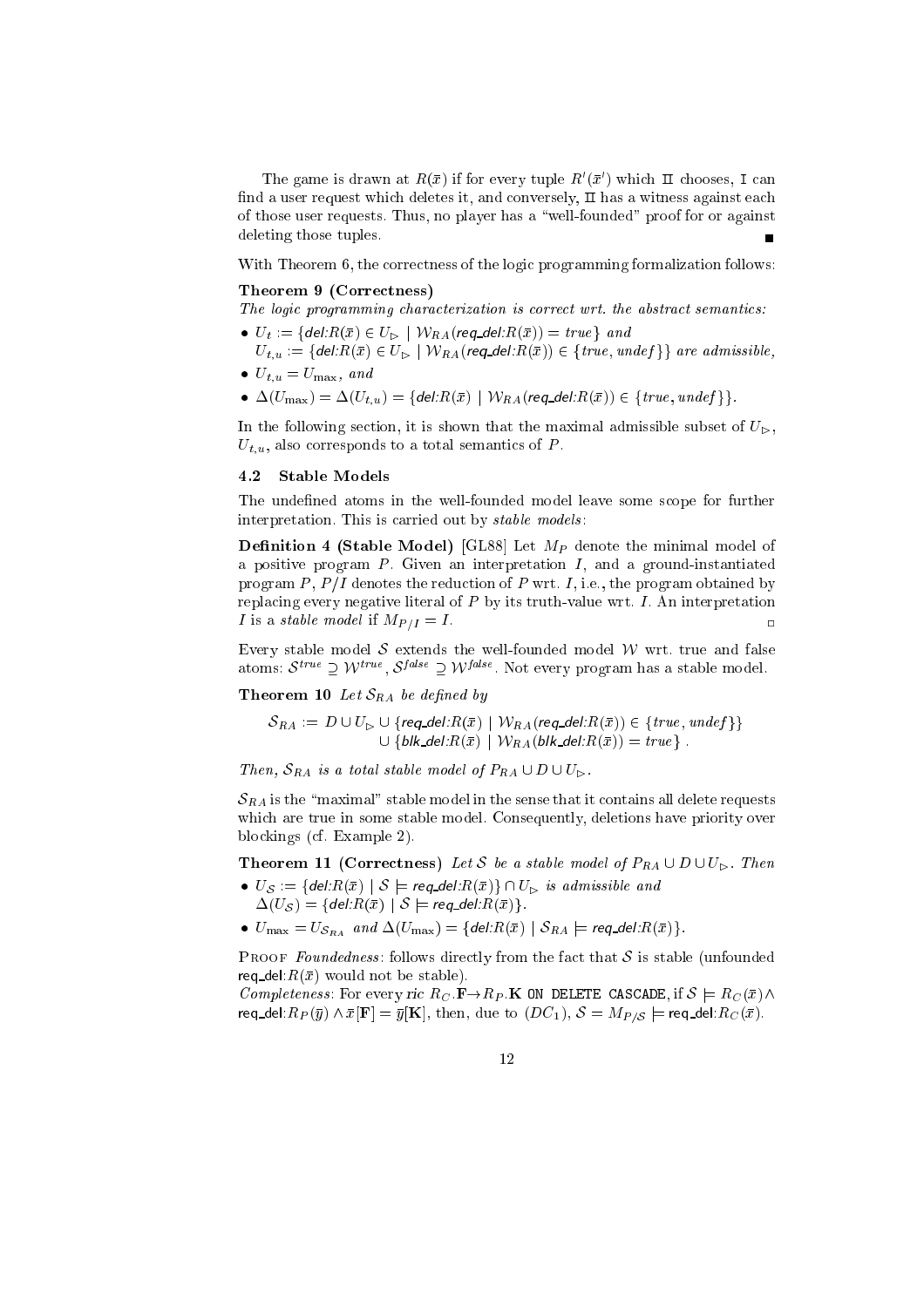The game is drawn at $R(\bar{x})$ if for every tuple $R'(\bar{x}')$ which II chooses, I can find a user request which deletes it, and conversely, II has a witness against each of those user requests. Thus, no player has a "well-founded" proof for or against deleting those tuples. ∎

With Theorem 6, the correctness of the logic programming formalization follows:

**Theorem 9 (Correctness)**
*The logic programming characterization is correct wrt. the abstract semantics:*

- $U_t := \{\textsf{del}{:}R(\bar{x}) \in U_{\triangleright} \mid \mathcal{W}_{RA}(\textsf{req\_del}{:}R(\bar{x})) = \mathit{true}\}$ *and* $U_{t,u} := \{\textsf{del}{:}R(\bar{x}) \in U_{\triangleright} \mid \mathcal{W}_{RA}(\textsf{req\_del}{:}R(\bar{x})) \in \{\mathit{true}, \mathit{undef}\}\}$ *are admissible,*
- $U_{t,u} = U_{\max}$, *and*
- $\Delta(U_{\max}) = \Delta(U_{t,u}) = \{\textsf{del}{:}R(\bar{x}) \mid \mathcal{W}_{RA}(\textsf{req\_del}{:}R(\bar{x})) \in \{\mathit{true}, \mathit{undef}\}\}$.

In the following section, it is shown that the maximal admissible subset of $U_{\triangleright}$, $U_{t,u}$, also corresponds to a total semantics of $P$.

## 4.2 Stable Models

The undefined atoms in the well-founded model leave some scope for further interpretation. This is carried out by *stable models*:

**Definition 4 (Stable Model)** [GL88] Let $M_P$ denote the minimal model of a positive program $P$. Given an interpretation $I$, and a ground-instantiated program $P$, $P/I$ denotes the reduction of $P$ wrt. $I$, i.e., the program obtained by replacing every negative literal of $P$ by its truth-value wrt. $I$. An interpretation $I$ is a *stable model* if $M_{P/I} = I$. □

Every stable model $\mathcal{S}$ extends the well-founded model $\mathcal{W}$ wrt. true and false atoms: $\mathcal{S}^{true} \supseteq \mathcal{W}^{true}$, $\mathcal{S}^{false} \supseteq \mathcal{W}^{false}$. Not every program has a stable model.

**Theorem 10** *Let $\mathcal{S}_{RA}$ be defined by*

$$\mathcal{S}_{RA} := D \cup U_{\triangleright} \cup \{\textsf{req\_del}{:}R(\bar{x}) \mid \mathcal{W}_{RA}(\textsf{req\_del}{:}R(\bar{x})) \in \{\mathit{true}, \mathit{undef}\}\} \cup \{\textsf{blk\_del}{:}R(\bar{x}) \mid \mathcal{W}_{RA}(\textsf{blk\_del}{:}R(\bar{x})) = \mathit{true}\}\ .$$

*Then, $\mathcal{S}_{RA}$ is a total stable model of $P_{RA} \cup D \cup U_{\triangleright}$.*

$\mathcal{S}_{RA}$ is the "maximal" stable model in the sense that it contains all delete requests which are true in some stable model. Consequently, deletions have priority over blockings (cf. Example 2).

**Theorem 11 (Correctness)** *Let $\mathcal{S}$ be a stable model of $P_{RA} \cup D \cup U_{\triangleright}$. Then*

- $U_{\mathcal{S}} := \{\textsf{del}{:}R(\bar{x}) \mid \mathcal{S} \models \textsf{req\_del}{:}R(\bar{x})\} \cap U_{\triangleright}$ *is admissible and* $\Delta(U_{\mathcal{S}}) = \{\textsf{del}{:}R(\bar{x}) \mid \mathcal{S} \models \textsf{req\_del}{:}R(\bar{x})\}$.
- $U_{\max} = U_{\mathcal{S}_{RA}}$ *and* $\Delta(U_{\max}) = \{\textsf{del}{:}R(\bar{x}) \mid \mathcal{S}_{RA} \models \textsf{req\_del}{:}R(\bar{x})\}$.

Proof *Foundedness*: follows directly from the fact that $\mathcal{S}$ is stable (unfounded $\textsf{req\_del}{:}R(\bar{x})$ would not be stable).
*Completeness*: For every ric $R_C.\mathbf{F} \to R_P.\mathbf{K}$ `ON DELETE CASCADE`, if $\mathcal{S} \models R_C(\bar{x}) \wedge \textsf{req\_del}{:}R_P(\bar{y}) \wedge \bar{x}[\mathbf{F}] = \bar{y}[\mathbf{K}]$, then, due to $(DC_1)$, $\mathcal{S} = M_{P/\mathcal{S}} \models \textsf{req\_del}{:}R_C(\bar{x})$.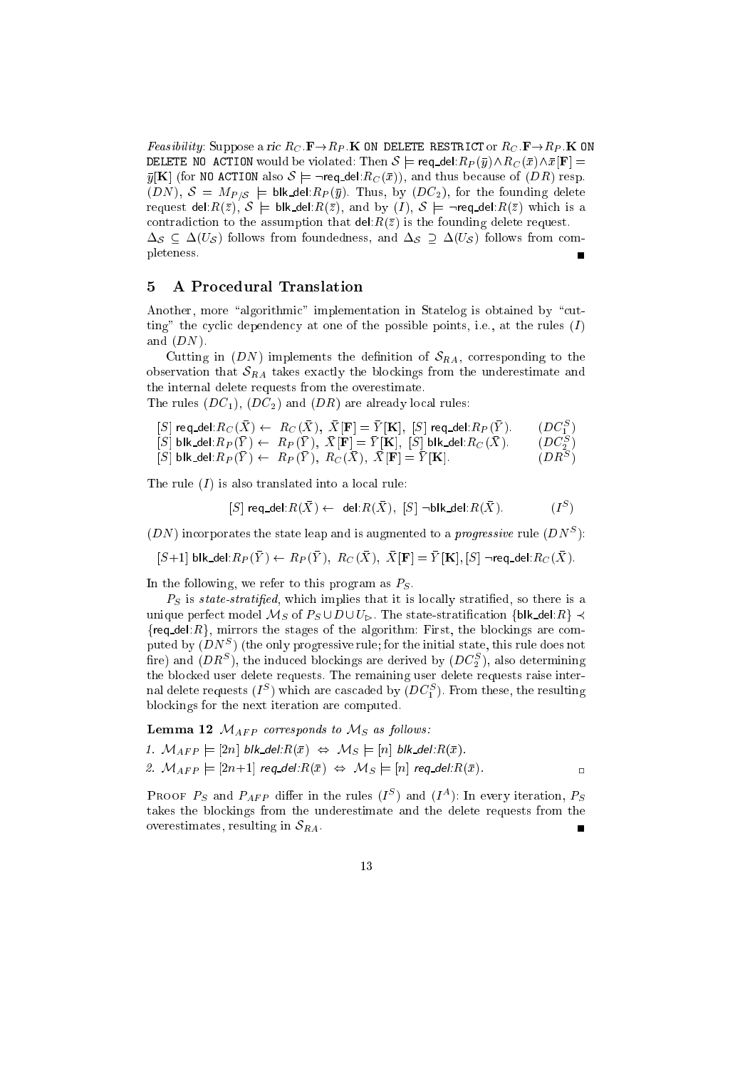*Feasibility*: Suppose a ric $R_C.\mathbf{F} \to R_P.\mathbf{K}$ ON DELETE RESTRICT or $R_C.\mathbf{F} \to R_P.\mathbf{K}$ ON DELETE NO ACTION would be violated: Then $\mathcal{S} \models \mathsf{req\_del}{:}R_P(\bar{y}) \wedge R_C(\bar{x}) \wedge \bar{x}[\mathbf{F}] = \bar{y}[\mathbf{K}]$ (for NO ACTION also $\mathcal{S} \models \neg\mathsf{req\_del}{:}R_C(\bar{x})$), and thus because of $(DR)$ resp. $(DN)$, $\mathcal{S} = M_{P/\mathcal{S}} \models \mathsf{blk\_del}{:}R_P(\bar{y})$. Thus, by $(DC_2)$, for the founding delete request $\mathsf{del}{:}R(\bar{z})$, $\mathcal{S} \models \mathsf{blk\_del}{:}R(\bar{z})$, and by $(I)$, $\mathcal{S} \models \neg\mathsf{req\_del}{:}R(\bar{z})$ which is a contradiction to the assumption that $\mathsf{del}{:}R(\bar{z})$ is the founding delete request.
$\Delta_{\mathcal{S}} \subseteq \Delta(U_{\mathcal{S}})$ follows from foundedness, and $\Delta_{\mathcal{S}} \supseteq \Delta(U_{\mathcal{S}})$ follows from completeness. ∎

## 5 A Procedural Translation

Another, more "algorithmic" implementation in Statelog is obtained by "cutting" the cyclic dependency at one of the possible points, i.e., at the rules $(I)$ and $(DN)$.

Cutting in $(DN)$ implements the definition of $\mathcal{S}_{RA}$, corresponding to the observation that $\mathcal{S}_{RA}$ takes exactly the blockings from the underestimate and the internal delete requests from the overestimate.
The rules $(DC_1)$, $(DC_2)$ and $(DR)$ are already local rules:

$$[S]\ \mathsf{req\_del}{:}R_C(\bar{X}) \leftarrow\ R_C(\bar{X}),\ \bar{X}[\mathbf{F}] = \bar{Y}[\mathbf{K}],\ [S]\ \mathsf{req\_del}{:}R_P(\bar{Y}). \qquad (DC_1^S)$$

$$[S]\ \mathsf{blk\_del}{:}R_P(\bar{Y}) \leftarrow\ R_P(\bar{Y}),\ \bar{X}[\mathbf{F}] = \bar{Y}[\mathbf{K}],\ [S]\ \mathsf{blk\_del}{:}R_C(\bar{X}). \qquad (DC_2^S)$$

$$[S]\ \mathsf{blk\_del}{:}R_P(\bar{Y}) \leftarrow\ R_P(\bar{Y}),\ R_C(\bar{X}),\ \bar{X}[\mathbf{F}] = \bar{Y}[\mathbf{K}]. \qquad (DR^S)$$

The rule $(I)$ is also translated into a local rule:

$$[S]\ \mathsf{req\_del}{:}R(\bar{X}) \leftarrow\ \mathsf{del}{:}R(\bar{X}),\ [S]\ \neg\mathsf{blk\_del}{:}R(\bar{X}). \qquad (I^S)$$

$(DN)$ incorporates the state leap and is augmented to a *progressive* rule $(DN^S)$:

$$[S{+}1]\ \mathsf{blk\_del}{:}R_P(\bar{Y}) \leftarrow R_P(\bar{Y}),\ R_C(\bar{X}),\ \bar{X}[\mathbf{F}] = \bar{Y}[\mathbf{K}], [S]\ \neg\mathsf{req\_del}{:}R_C(\bar{X}).$$

In the following, we refer to this program as $P_S$.

$P_S$ is *state-stratified*, which implies that it is locally stratified, so there is a unique perfect model $\mathcal{M}_S$ of $P_S \cup D \cup U_{\triangleright}$. The state-stratification $\{\mathsf{blk\_del}{:}R\} \prec \{\mathsf{req\_del}{:}R\}$, mirrors the stages of the algorithm: First, the blockings are computed by $(DN^S)$ (the only progressive rule; for the initial state, this rule does not fire) and $(DR^S)$, the induced blockings are derived by $(DC_2^S)$, also determining the blocked user delete requests. The remaining user delete requests raise internal delete requests $(I^S)$ which are cascaded by $(DC_1^S)$. From these, the resulting blockings for the next iteration are computed.

**Lemma 12** *$\mathcal{M}_{AFP}$ corresponds to $\mathcal{M}_S$ as follows:*

1. $\mathcal{M}_{AFP} \models [2n]\ \mathit{blk\_del}{:}R(\bar{x}) \ \Leftrightarrow\ \mathcal{M}_S \models [n]\ \mathit{blk\_del}{:}R(\bar{x})$.
2. $\mathcal{M}_{AFP} \models [2n{+}1]\ \mathit{req\_del}{:}R(\bar{x}) \ \Leftrightarrow\ \mathcal{M}_S \models [n]\ \mathit{req\_del}{:}R(\bar{x})$. □

Proof $P_S$ and $P_{AFP}$ differ in the rules $(I^S)$ and $(I^A)$: In every iteration, $P_S$ takes the blockings from the underestimate and the delete requests from the overestimates, resulting in $\mathcal{S}_{RA}$. ∎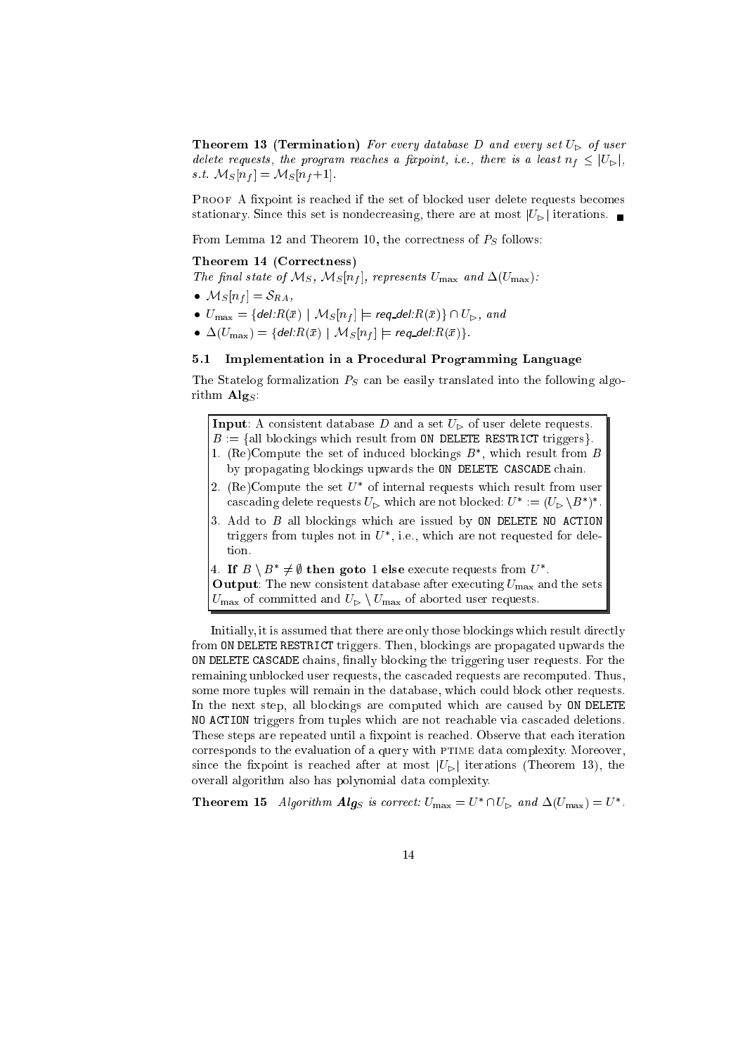**Theorem 13 (Termination)** *For every database $D$ and every set $U_\triangleright$ of user delete requests, the program reaches a fixpoint, i.e., there is a least $n_f \leq |U_\triangleright|$, s.t. $\mathcal{M}_S[n_f] = \mathcal{M}_S[n_f{+}1]$.*

Proof A fixpoint is reached if the set of blocked user delete requests becomes stationary. Since this set is nondecreasing, there are at most $|U_\triangleright|$ iterations. ∎

From Lemma 12 and Theorem 10, the correctness of $P_S$ follows:

**Theorem 14 (Correctness)**
*The final state of $\mathcal{M}_S$, $\mathcal{M}_S[n_f]$, represents $U_{\max}$ and $\Delta(U_{\max})$:*

- $\mathcal{M}_S[n_f] = \mathcal{S}_{RA}$,
- $U_{\max} = \{\mathit{del}{:}R(\bar{x}) \mid \mathcal{M}_S[n_f] \models \mathit{req\_del}{:}R(\bar{x})\} \cap U_\triangleright$, *and*
- $\Delta(U_{\max}) = \{\mathit{del}{:}R(\bar{x}) \mid \mathcal{M}_S[n_f] \models \mathit{req\_del}{:}R(\bar{x})\}$.

### 5.1 Implementation in a Procedural Programming Language

The Statelog formalization $P_S$ can be easily translated into the following algorithm $\mathbf{Alg}_S$:

**Input**: A consistent database $D$ and a set $U_\triangleright$ of user delete requests.
$B :=$ {all blockings which result from `ON DELETE RESTRICT` triggers}.

1. (Re)Compute the set of induced blockings $B^*$, which result from $B$ by propagating blockings upwards the `ON DELETE CASCADE` chain.
2. (Re)Compute the set $U^*$ of internal requests which result from user cascading delete requests $U_\triangleright$ which are not blocked: $U^* := (U_\triangleright \setminus B^*)^*$.
3. Add to $B$ all blockings which are issued by `ON DELETE NO ACTION` triggers from tuples not in $U^*$, i.e., which are not requested for deletion.
4. **If** $B \setminus B^* \neq \emptyset$ **then goto** 1 **else** execute requests from $U^*$.

**Output**: The new consistent database after executing $U_{\max}$ and the sets $U_{\max}$ of committed and $U_\triangleright \setminus U_{\max}$ of aborted user requests.

Initially, it is assumed that there are only those blockings which result directly from `ON DELETE RESTRICT` triggers. Then, blockings are propagated upwards the `ON DELETE CASCADE` chains, finally blocking the triggering user requests. For the remaining unblocked user requests, the cascaded requests are recomputed. Thus, some more tuples will remain in the database, which could block other requests. In the next step, all blockings are computed which are caused by `ON DELETE NO ACTION` triggers from tuples which are not reachable via cascaded deletions. These steps are repeated until a fixpoint is reached. Observe that each iteration corresponds to the evaluation of a query with PTIME data complexity. Moreover, since the fixpoint is reached after at most $|U_\triangleright|$ iterations (Theorem 13), the overall algorithm also has polynomial data complexity.

**Theorem 15** *Algorithm $\mathbf{Alg}_S$ is correct: $U_{\max} = U^* \cap U_\triangleright$ and $\Delta(U_{\max}) = U^*$.*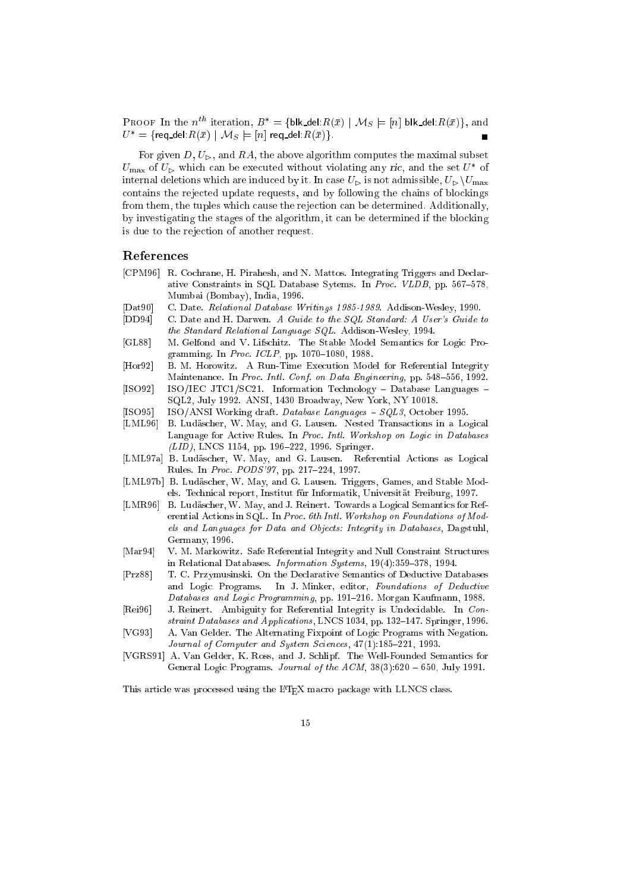Proof In the $n^{th}$ iteration, $B^* = \{\mathsf{blk\_del}{:}R(\bar{x}) \mid \mathcal{M}_S \models [n]\ \mathsf{blk\_del}{:}R(\bar{x})\}$, and $U^* = \{\mathsf{req\_del}{:}R(\bar{x}) \mid \mathcal{M}_S \models [n]\ \mathsf{req\_del}{:}R(\bar{x})\}$. ∎

For given $D, U_{\triangleright}$, and $RA$, the above algorithm computes the maximal subset $U_{\max}$ of $U_{\triangleright}$ which can be executed without violating any *ric*, and the set $U^*$ of internal deletions which are induced by it. In case $U_{\triangleright}$ is not admissible, $U_{\triangleright} \setminus U_{\max}$ contains the rejected update requests, and by following the chains of blockings from them, the tuples which cause the rejection can be determined. Additionally, by investigating the stages of the algorithm, it can be determined if the blocking is due to the rejection of another request.

## References

- [CPM96] R. Cochrane, H. Pirahesh, and N. Mattos. Integrating Triggers and Declarative Constraints in SQL Database Sytems. In *Proc. VLDB*, pp. 567–578, Mumbai (Bombay), India, 1996.
- [Dat90] C. Date. *Relational Database Writings 1985-1989*. Addison-Wesley, 1990.
- [DD94] C. Date and H. Darwen. *A Guide to the SQL Standard: A User's Guide to the Standard Relational Language SQL*. Addison-Wesley, 1994.
- [GL88] M. Gelfond and V. Lifschitz. The Stable Model Semantics for Logic Programming. In *Proc. ICLP*, pp. 1070–1080, 1988.
- [Hor92] B. M. Horowitz. A Run-Time Execution Model for Referential Integrity Maintenance. In *Proc. Intl. Conf. on Data Engineering*, pp. 548–556, 1992.
- [ISO92] ISO/IEC JTC1/SC21. Information Technology – Database Languages – SQL2, July 1992. ANSI, 1430 Broadway, New York, NY 10018.
- [ISO95] ISO/ANSI Working draft. *Database Languages – SQL3*, October 1995.
- [LML96] B. Ludäscher, W. May, and G. Lausen. Nested Transactions in a Logical Language for Active Rules. In *Proc. Intl. Workshop on Logic in Databases (LID)*, LNCS 1154, pp. 196–222, 1996. Springer.
- [LML97a] B. Ludäscher, W. May, and G. Lausen. Referential Actions as Logical Rules. In *Proc. PODS'97*, pp. 217–224, 1997.
- [LML97b] B. Ludäscher, W. May, and G. Lausen. Triggers, Games, and Stable Models. Technical report, Institut für Informatik, Universität Freiburg, 1997.
- [LMR96] B. Ludäscher, W. May, and J. Reinert. Towards a Logical Semantics for Referential Actions in SQL. In *Proc. 6th Intl. Workshop on Foundations of Models and Languages for Data and Objects: Integrity in Databases*, Dagstuhl, Germany, 1996.
- [Mar94] V. M. Markowitz. Safe Referential Integrity and Null Constraint Structures in Relational Databases. *Information Systems*, 19(4):359–378, 1994.
- [Prz88] T. C. Przymusinski. On the Declarative Semantics of Deductive Databases and Logic Programs. In J. Minker, editor, *Foundations of Deductive Databases and Logic Programming*, pp. 191–216. Morgan Kaufmann, 1988.
- [Rei96] J. Reinert. Ambiguity for Referential Integrity is Undecidable. In *Constraint Databases and Applications*, LNCS 1034, pp. 132–147. Springer, 1996.
- [VG93] A. Van Gelder. The Alternating Fixpoint of Logic Programs with Negation. *Journal of Computer and System Sciences*, 47(1):185–221, 1993.
- [VGRS91] A. Van Gelder, K. Ross, and J. Schlipf. The Well-Founded Semantics for General Logic Programs. *Journal of the ACM*, 38(3):620 – 650, July 1991.

This article was processed using the LaTeX macro package with LLNCS class.